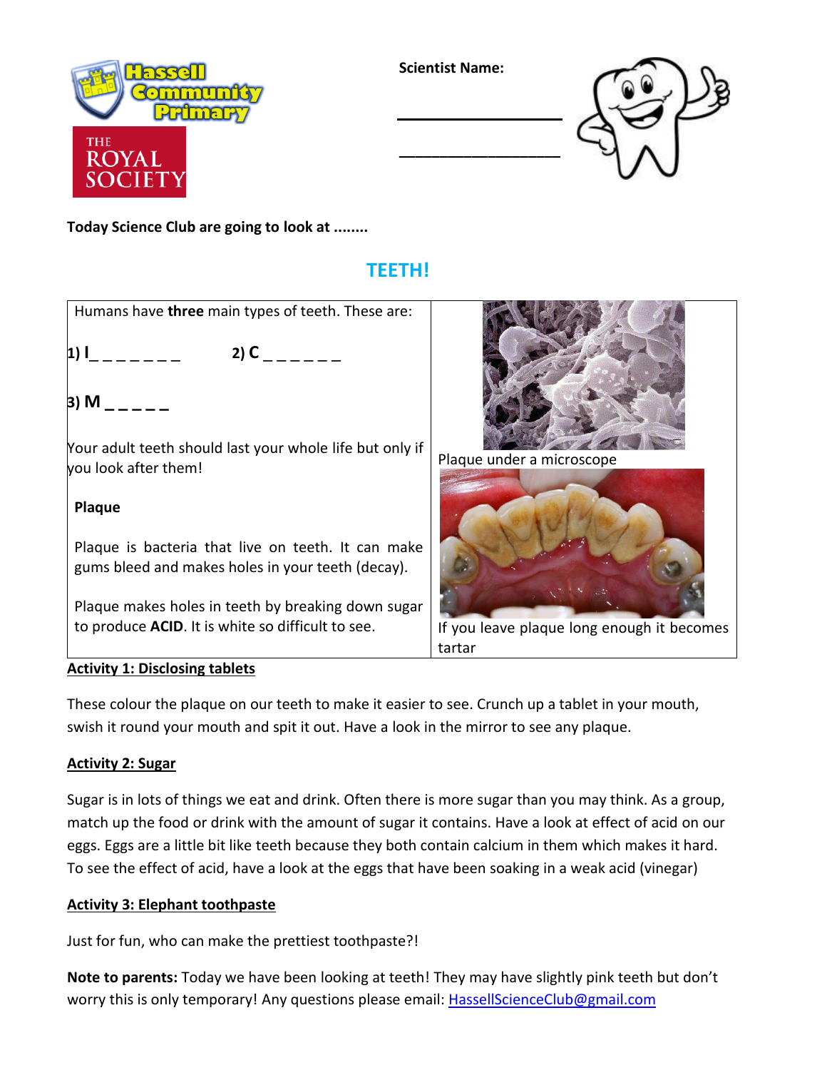Hassell Community Primary

THE ROYAL SOCIETY

**Scientist Name:**

___________________

___________________

**Today Science Club are going to look at ........**

# TEETH!

Humans have **three** main types of teeth. These are:

**1) I_ _ _ _ _ _ _**   **2) C _ _ _ _ _ _**

**3) M _ _ _ _ _**

Your adult teeth should last your whole life but only if you look after them!

**Plaque**

Plaque is bacteria that live on teeth. It can make gums bleed and makes holes in your teeth (decay).

Plaque makes holes in teeth by breaking down sugar to produce **ACID**. It is white so difficult to see.

Plaque under a microscope

If you leave plaque long enough it becomes tartar

## Activity 1: Disclosing tablets

These colour the plaque on our teeth to make it easier to see. Crunch up a tablet in your mouth, swish it round your mouth and spit it out. Have a look in the mirror to see any plaque.

## Activity 2: Sugar

Sugar is in lots of things we eat and drink. Often there is more sugar than you may think. As a group, match up the food or drink with the amount of sugar it contains. Have a look at effect of acid on our eggs. Eggs are a little bit like teeth because they both contain calcium in them which makes it hard. To see the effect of acid, have a look at the eggs that have been soaking in a weak acid (vinegar)

## Activity 3: Elephant toothpaste

Just for fun, who can make the prettiest toothpaste?!

**Note to parents:** Today we have been looking at teeth! They may have slightly pink teeth but don't worry this is only temporary! Any questions please email: HassellScienceClub@gmail.com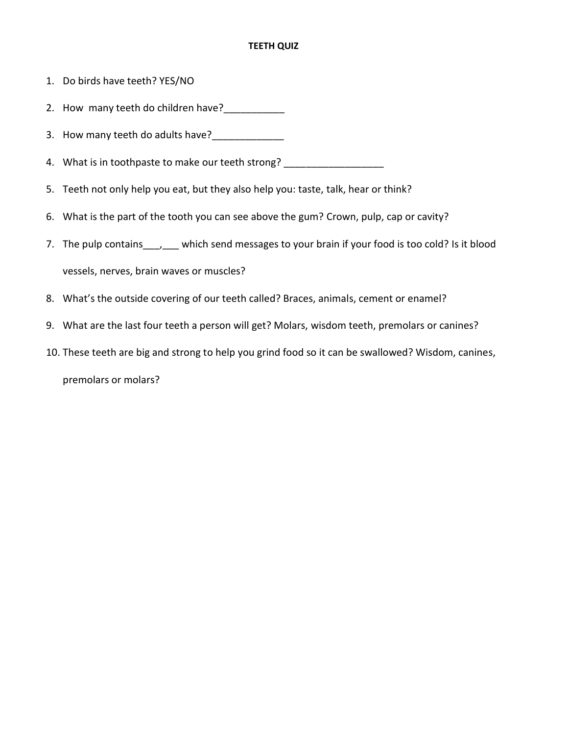**TEETH QUIZ**

1. Do birds have teeth? YES/NO
2. How many teeth do children have?___________
3. How many teeth do adults have?_____________
4. What is in toothpaste to make our teeth strong? __________________
5. Teeth not only help you eat, but they also help you: taste, talk, hear or think?
6. What is the part of the tooth you can see above the gum? Crown, pulp, cap or cavity?
7. The pulp contains___,___ which send messages to your brain if your food is too cold? Is it blood vessels, nerves, brain waves or muscles?
8. What's the outside covering of our teeth called? Braces, animals, cement or enamel?
9. What are the last four teeth a person will get? Molars, wisdom teeth, premolars or canines?
10. These teeth are big and strong to help you grind food so it can be swallowed? Wisdom, canines, premolars or molars?